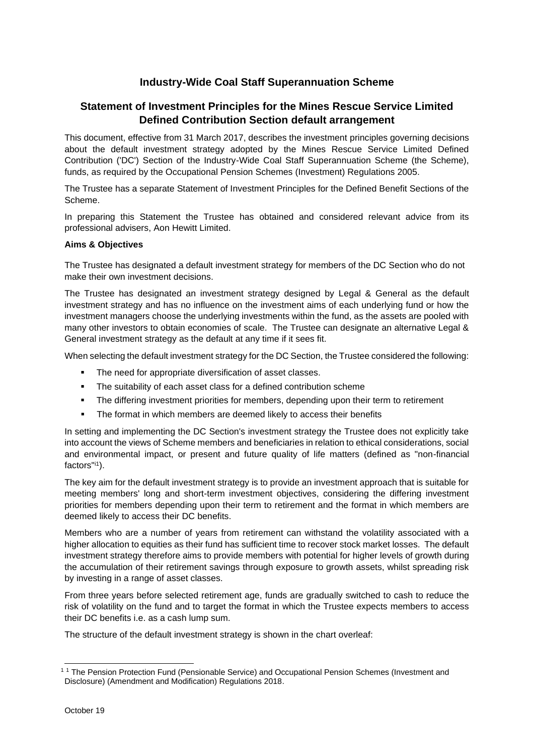# Industry-Wide Coal Staff Superannuation Scheme

## Statement of Investment Principles for the Mines Rescue Service Limited Defined Contribution Section default arrangement

This document, effective from 31 March 2017, describes the investment principles governing decisions about the default investment strategy adopted by the Mines Rescue Service Limited Defined Contribution ('DC') Section of the Industry-Wide Coal Staff Superannuation Scheme (the Scheme), funds, as required by the Occupational Pension Schemes (Investment) Regulations 2005.

The Trustee has a separate Statement of Investment Principles for the Defined Benefit Sections of the Scheme.

In preparing this Statement the Trustee has obtained and considered relevant advice from its professional advisers, Aon Hewitt Limited.

**Aims & Objectives**

The Trustee has designated a default investment strategy for members of the DC Section who do not make their own investment decisions.

The Trustee has designated an investment strategy designed by Legal & General as the default investment strategy and has no influence on the investment aims of each underlying fund or how the investment managers choose the underlying investments within the fund, as the assets are pooled with many other investors to obtain economies of scale. The Trustee can designate an alternative Legal & General investment strategy as the default at any time if it sees fit.

When selecting the default investment strategy for the DC Section, the Trustee considered the following:

- The need for appropriate diversification of asset classes.
- The suitability of each asset class for a defined contribution scheme
- The differing investment priorities for members, depending upon their term to retirement
- The format in which members are deemed likely to access their benefits

In setting and implementing the DC Section's investment strategy the Trustee does not explicitly take into account the views of Scheme members and beneficiaries in relation to ethical considerations, social and environmental impact, or present and future quality of life matters (defined as "non-financial factors"[1]).

The key aim for the default investment strategy is to provide an investment approach that is suitable for meeting members' long and short-term investment objectives, considering the differing investment priorities for members depending upon their term to retirement and the format in which members are deemed likely to access their DC benefits.

Members who are a number of years from retirement can withstand the volatility associated with a higher allocation to equities as their fund has sufficient time to recover stock market losses. The default investment strategy therefore aims to provide members with potential for higher levels of growth during the accumulation of their retirement savings through exposure to growth assets, whilst spreading risk by investing in a range of asset classes.

From three years before selected retirement age, funds are gradually switched to cash to reduce the risk of volatility on the fund and to target the format in which the Trustee expects members to access their DC benefits i.e. as a cash lump sum.

The structure of the default investment strategy is shown in the chart overleaf:

[1] The Pension Protection Fund (Pensionable Service) and Occupational Pension Schemes (Investment and Disclosure) (Amendment and Modification) Regulations 2018.

October 19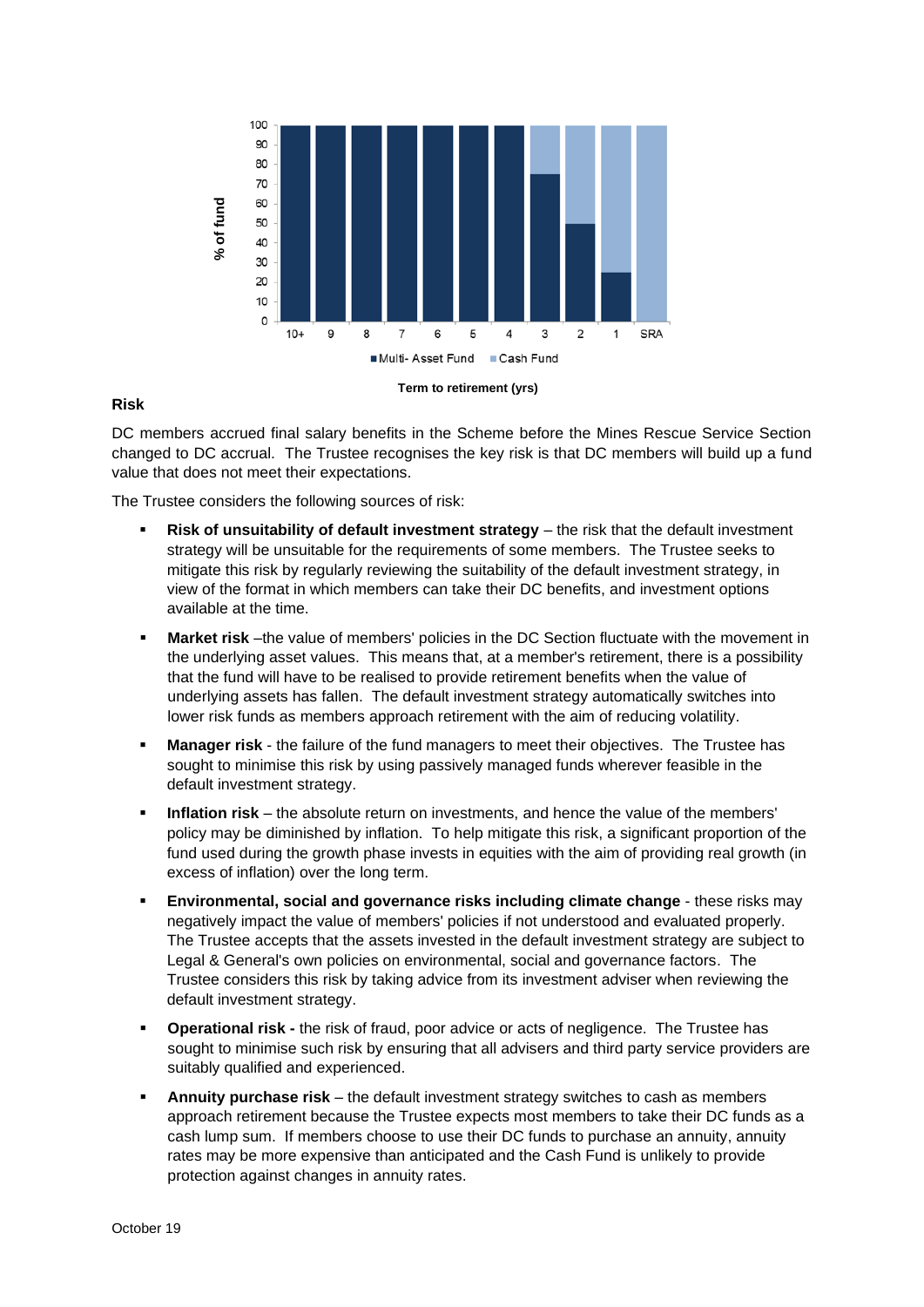| Term to retirement (yrs) | 10+ | 9 | 8 | 7 | 6 | 5 | 4 | 3 | 2 | 1 | SRA |
|---|---|---|---|---|---|---|---|---|---|---|---|
| Multi- Asset Fund (% of fund) | 100 | 100 | 100 | 100 | 100 | 100 | 100 | 75 | 50 | 25 | 0 |
| Cash Fund (% of fund) | 0 | 0 | 0 | 0 | 0 | 0 | 0 | 25 | 50 | 75 | 100 |

**Term to retirement (yrs)**

### Risk

DC members accrued final salary benefits in the Scheme before the Mines Rescue Service Section changed to DC accrual. The Trustee recognises the key risk is that DC members will build up a fund value that does not meet their expectations.

The Trustee considers the following sources of risk:

- **Risk of unsuitability of default investment strategy** – the risk that the default investment strategy will be unsuitable for the requirements of some members. The Trustee seeks to mitigate this risk by regularly reviewing the suitability of the default investment strategy, in view of the format in which members can take their DC benefits, and investment options available at the time.
- **Market risk** –the value of members' policies in the DC Section fluctuate with the movement in the underlying asset values. This means that, at a member's retirement, there is a possibility that the fund will have to be realised to provide retirement benefits when the value of underlying assets has fallen. The default investment strategy automatically switches into lower risk funds as members approach retirement with the aim of reducing volatility.
- **Manager risk** - the failure of the fund managers to meet their objectives. The Trustee has sought to minimise this risk by using passively managed funds wherever feasible in the default investment strategy.
- **Inflation risk** – the absolute return on investments, and hence the value of the members' policy may be diminished by inflation. To help mitigate this risk, a significant proportion of the fund used during the growth phase invests in equities with the aim of providing real growth (in excess of inflation) over the long term.
- **Environmental, social and governance risks including climate change** - these risks may negatively impact the value of members' policies if not understood and evaluated properly. The Trustee accepts that the assets invested in the default investment strategy are subject to Legal & General's own policies on environmental, social and governance factors. The Trustee considers this risk by taking advice from its investment adviser when reviewing the default investment strategy.
- **Operational risk -** the risk of fraud, poor advice or acts of negligence. The Trustee has sought to minimise such risk by ensuring that all advisers and third party service providers are suitably qualified and experienced.
- **Annuity purchase risk** – the default investment strategy switches to cash as members approach retirement because the Trustee expects most members to take their DC funds as a cash lump sum. If members choose to use their DC funds to purchase an annuity, annuity rates may be more expensive than anticipated and the Cash Fund is unlikely to provide protection against changes in annuity rates.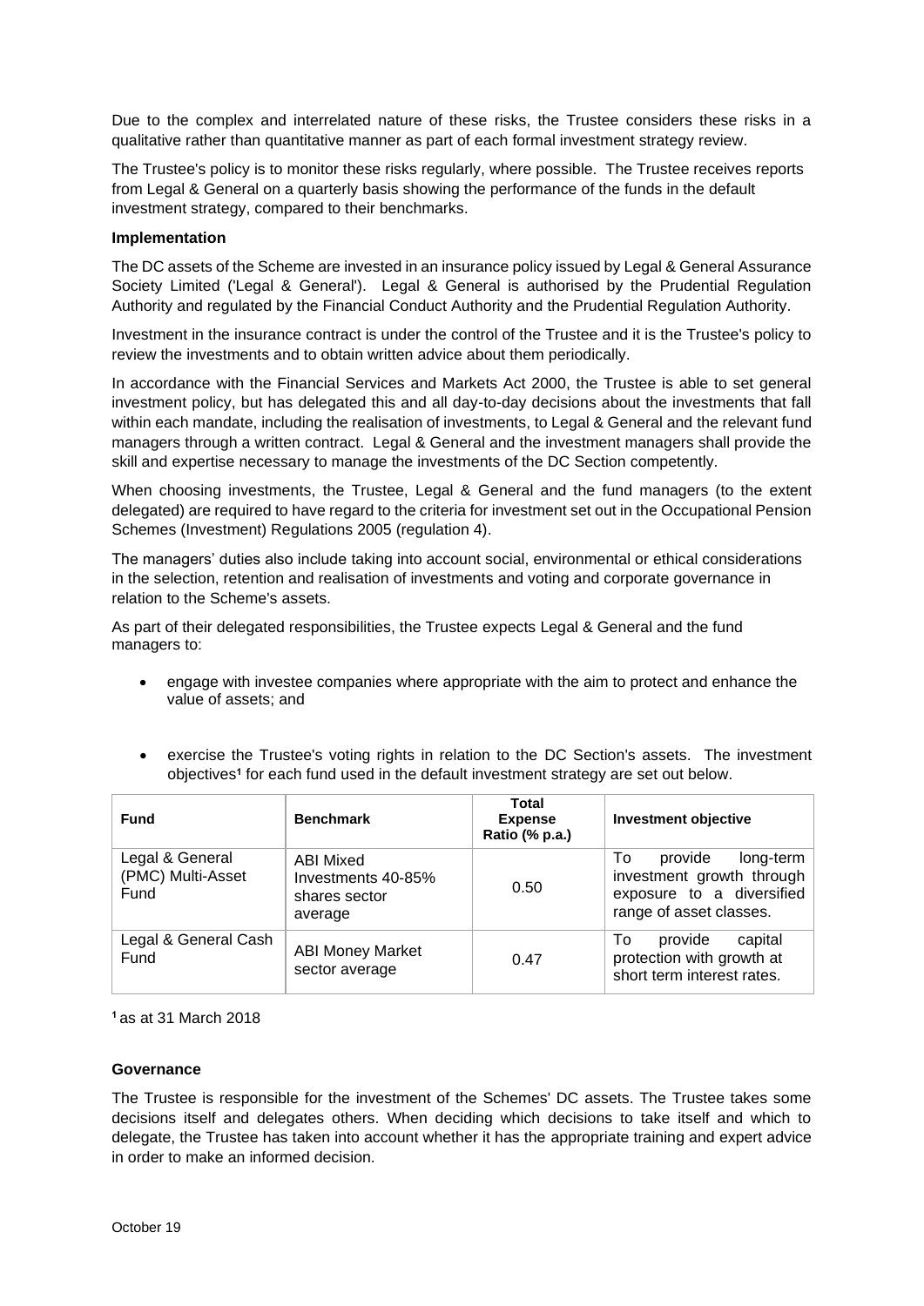Due to the complex and interrelated nature of these risks, the Trustee considers these risks in a qualitative rather than quantitative manner as part of each formal investment strategy review.

The Trustee's policy is to monitor these risks regularly, where possible. The Trustee receives reports from Legal & General on a quarterly basis showing the performance of the funds in the default investment strategy, compared to their benchmarks.

**Implementation**

The DC assets of the Scheme are invested in an insurance policy issued by Legal & General Assurance Society Limited ('Legal & General'). Legal & General is authorised by the Prudential Regulation Authority and regulated by the Financial Conduct Authority and the Prudential Regulation Authority.

Investment in the insurance contract is under the control of the Trustee and it is the Trustee's policy to review the investments and to obtain written advice about them periodically.

In accordance with the Financial Services and Markets Act 2000, the Trustee is able to set general investment policy, but has delegated this and all day-to-day decisions about the investments that fall within each mandate, including the realisation of investments, to Legal & General and the relevant fund managers through a written contract. Legal & General and the investment managers shall provide the skill and expertise necessary to manage the investments of the DC Section competently.

When choosing investments, the Trustee, Legal & General and the fund managers (to the extent delegated) are required to have regard to the criteria for investment set out in the Occupational Pension Schemes (Investment) Regulations 2005 (regulation 4).

The managers' duties also include taking into account social, environmental or ethical considerations in the selection, retention and realisation of investments and voting and corporate governance in relation to the Scheme's assets.

As part of their delegated responsibilities, the Trustee expects Legal & General and the fund managers to:

- engage with investee companies where appropriate with the aim to protect and enhance the value of assets; and
- exercise the Trustee's voting rights in relation to the DC Section's assets. The investment objectives[1] for each fund used in the default investment strategy are set out below.

| Fund | Benchmark | Total Expense Ratio (% p.a.) | Investment objective |
|---|---|---|---|
| Legal & General (PMC) Multi-Asset Fund | ABI Mixed Investments 40-85% shares sector average | 0.50 | To provide long-term investment growth through exposure to a diversified range of asset classes. |
| Legal & General Cash Fund | ABI Money Market sector average | 0.47 | To provide capital protection with growth at short term interest rates. |

[1] as at 31 March 2018

**Governance**

The Trustee is responsible for the investment of the Schemes' DC assets. The Trustee takes some decisions itself and delegates others. When deciding which decisions to take itself and which to delegate, the Trustee has taken into account whether it has the appropriate training and expert advice in order to make an informed decision.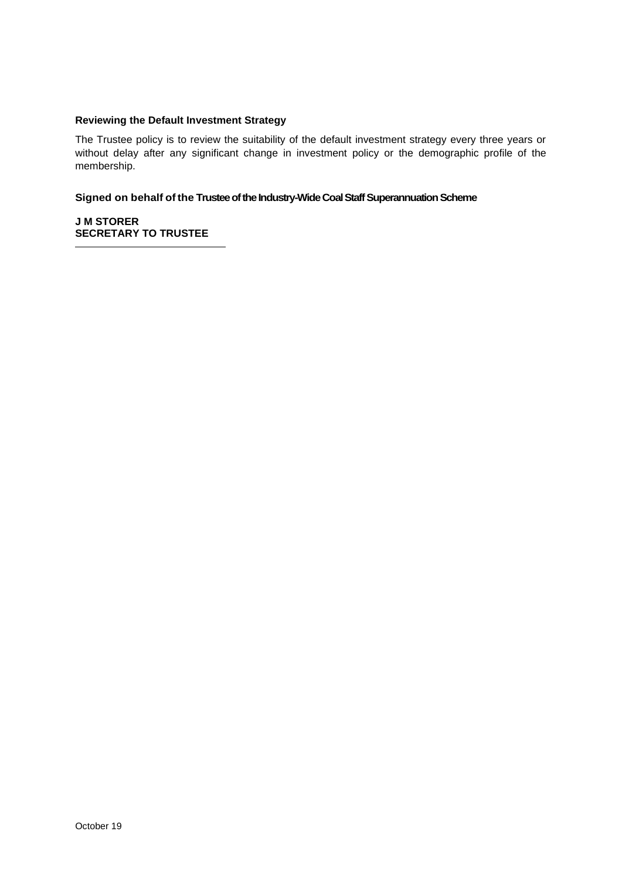**Reviewing the Default Investment Strategy**

The Trustee policy is to review the suitability of the default investment strategy every three years or without delay after any significant change in investment policy or the demographic profile of the membership.

**Signed on behalf of the Trustee of the Industry-Wide Coal Staff Superannuation Scheme**

**J M STORER**
**SECRETARY TO TRUSTEE**

October 19